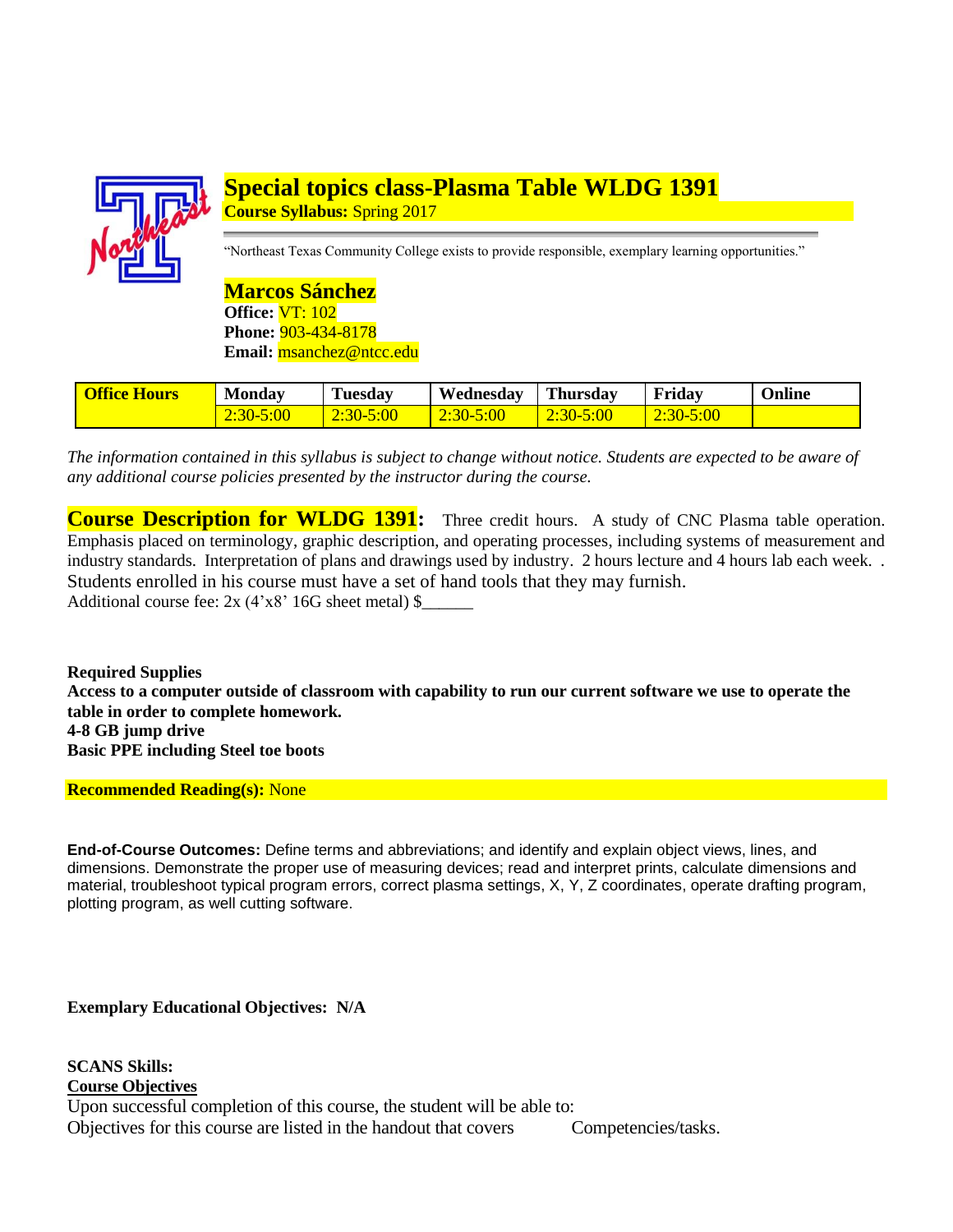# Special topics class-Plasma Table WLDG 1391

**Course Syllabus:** Spring 2017

"Northeast Texas Community College exists to provide responsible, exemplary learning opportunities."

**Marcos Sánchez**
**Office:** VT: 102
**Phone:** 903-434-8178
**Email:** msanchez@ntcc.edu

| Office Hours | Monday | Tuesday | Wednesday | Thursday | Friday | Online |
|---|---|---|---|---|---|---|
| | 2:30-5:00 | 2:30-5:00 | 2:30-5:00 | 2:30-5:00 | 2:30-5:00 | |

*The information contained in this syllabus is subject to change without notice. Students are expected to be aware of any additional course policies presented by the instructor during the course.*

**Course Description for WLDG 1391:** Three credit hours. A study of CNC Plasma table operation. Emphasis placed on terminology, graphic description, and operating processes, including systems of measurement and industry standards. Interpretation of plans and drawings used by industry. 2 hours lecture and 4 hours lab each week. . Students enrolled in his course must have a set of hand tools that they may furnish.
Additional course fee: 2x (4'x8' 16G sheet metal) $______

**Required Supplies**
**Access to a computer outside of classroom with capability to run our current software we use to operate the table in order to complete homework.**
**4-8 GB jump drive**
**Basic PPE including Steel toe boots**

**Recommended Reading(s):** None

**End-of-Course Outcomes:** Define terms and abbreviations; and identify and explain object views, lines, and dimensions. Demonstrate the proper use of measuring devices; read and interpret prints, calculate dimensions and material, troubleshoot typical program errors, correct plasma settings, X, Y, Z coordinates, operate drafting program, plotting program, as well cutting software.

**Exemplary Educational Objectives: N/A**

**SCANS Skills:**

**Course Objectives**

Upon successful completion of this course, the student will be able to:
Objectives for this course are listed in the handout that covers Competencies/tasks.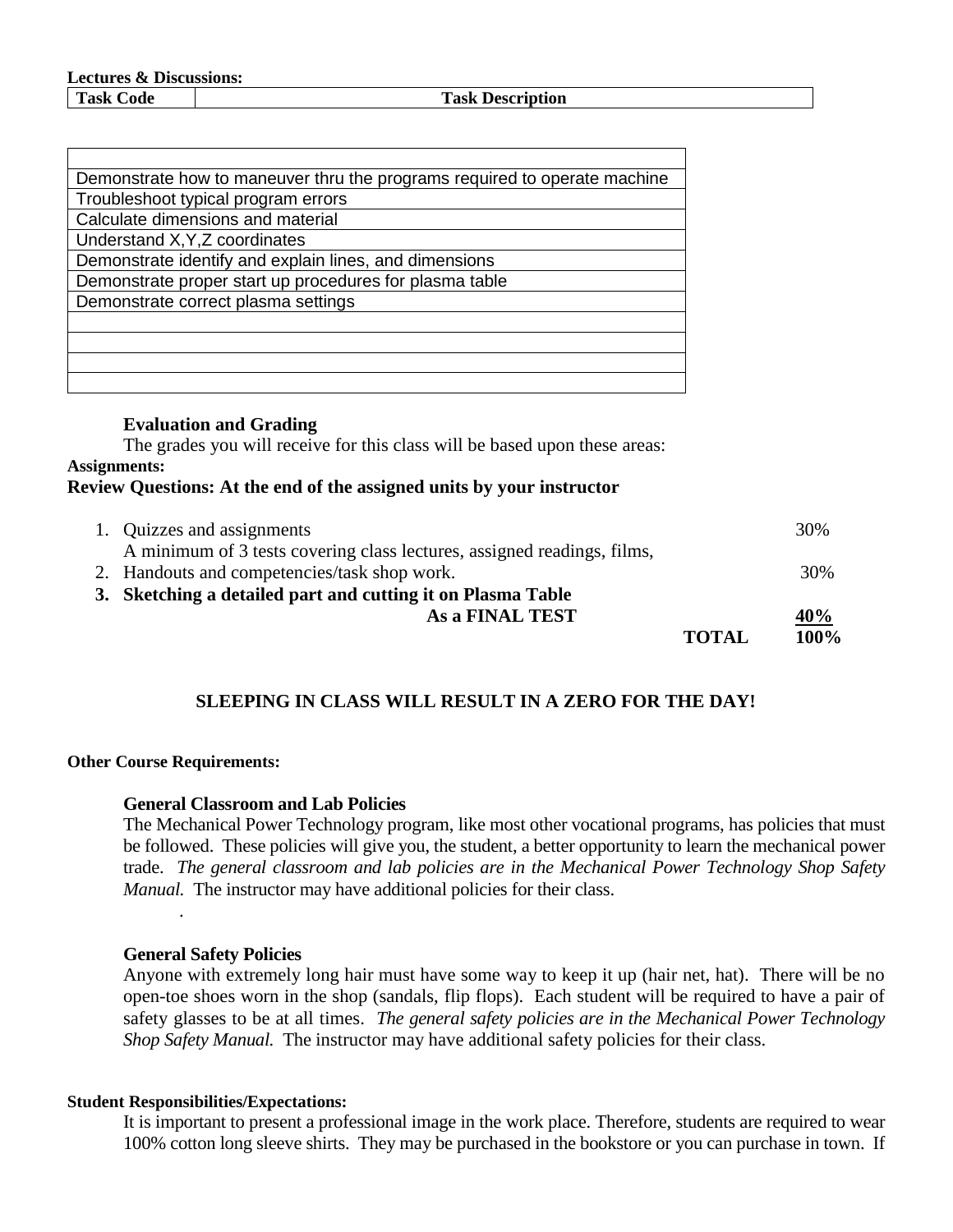**Lectures & Discussions:**

| Task Code | Task Description |
|---|---|

| |
|---|
| Demonstrate how to maneuver thru the programs required to operate machine |
| Troubleshoot typical program errors |
| Calculate dimensions and material |
| Understand X,Y,Z coordinates |
| Demonstrate identify and explain lines, and dimensions |
| Demonstrate proper start up procedures for plasma table |
| Demonstrate correct plasma settings |
| |
| |
| |
| |

**Evaluation and Grading**

The grades you will receive for this class will be based upon these areas:

**Assignments:**

**Review Questions: At the end of the assigned units by your instructor**

1. Quizzes and assignments — 30%
   A minimum of 3 tests covering class lectures, assigned readings, films,
2. Handouts and competencies/task shop work. — 30%
3. **Sketching a detailed part and cutting it on Plasma Table As a FINAL TEST** — **40%**

**TOTAL 100%**

**SLEEPING IN CLASS WILL RESULT IN A ZERO FOR THE DAY!**

**Other Course Requirements:**

**General Classroom and Lab Policies**

The Mechanical Power Technology program, like most other vocational programs, has policies that must be followed. These policies will give you, the student, a better opportunity to learn the mechanical power trade. *The general classroom and lab policies are in the Mechanical Power Technology Shop Safety Manual.* The instructor may have additional policies for their class.

.

**General Safety Policies**

Anyone with extremely long hair must have some way to keep it up (hair net, hat). There will be no open-toe shoes worn in the shop (sandals, flip flops). Each student will be required to have a pair of safety glasses to be at all times. *The general safety policies are in the Mechanical Power Technology Shop Safety Manual.* The instructor may have additional safety policies for their class.

**Student Responsibilities/Expectations:**

It is important to present a professional image in the work place. Therefore, students are required to wear 100% cotton long sleeve shirts. They may be purchased in the bookstore or you can purchase in town. If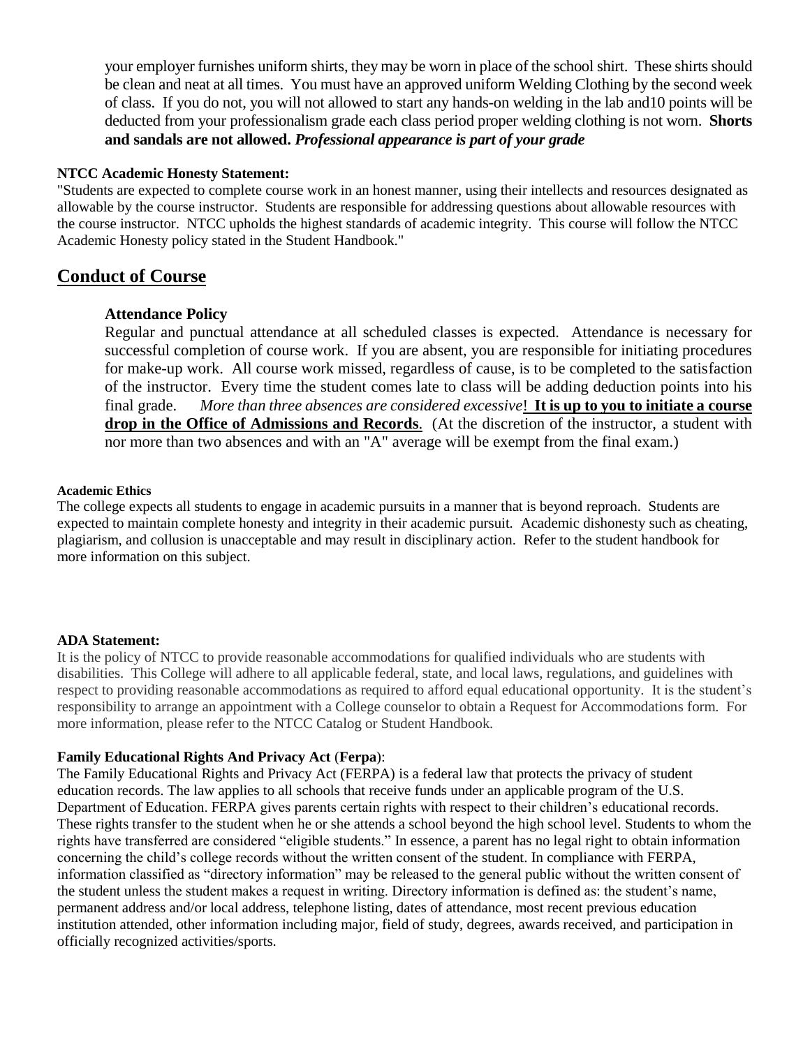your employer furnishes uniform shirts, they may be worn in place of the school shirt. These shirts should be clean and neat at all times. You must have an approved uniform Welding Clothing by the second week of class. If you do not, you will not allowed to start any hands-on welding in the lab and10 points will be deducted from your professionalism grade each class period proper welding clothing is not worn. **Shorts and sandals are not allowed.** ***Professional appearance is part of your grade***

**NTCC Academic Honesty Statement:**

"Students are expected to complete course work in an honest manner, using their intellects and resources designated as allowable by the course instructor. Students are responsible for addressing questions about allowable resources with the course instructor. NTCC upholds the highest standards of academic integrity. This course will follow the NTCC Academic Honesty policy stated in the Student Handbook."

## Conduct of Course

### Attendance Policy

Regular and punctual attendance at all scheduled classes is expected. Attendance is necessary for successful completion of course work. If you are absent, you are responsible for initiating procedures for make-up work. All course work missed, regardless of cause, is to be completed to the satisfaction of the instructor. Every time the student comes late to class will be adding deduction points into his final grade. *More than three absences are considered excessive*! **It is up to you to initiate a course drop in the Office of Admissions and Records**. (At the discretion of the instructor, a student with nor more than two absences and with an "A" average will be exempt from the final exam.)

**Academic Ethics**

The college expects all students to engage in academic pursuits in a manner that is beyond reproach. Students are expected to maintain complete honesty and integrity in their academic pursuit. Academic dishonesty such as cheating, plagiarism, and collusion is unacceptable and may result in disciplinary action. Refer to the student handbook for more information on this subject.

**ADA Statement:**

It is the policy of NTCC to provide reasonable accommodations for qualified individuals who are students with disabilities. This College will adhere to all applicable federal, state, and local laws, regulations, and guidelines with respect to providing reasonable accommodations as required to afford equal educational opportunity. It is the student's responsibility to arrange an appointment with a College counselor to obtain a Request for Accommodations form. For more information, please refer to the NTCC Catalog or Student Handbook.

**Family Educational Rights And Privacy Act** (**Ferpa**):

The Family Educational Rights and Privacy Act (FERPA) is a federal law that protects the privacy of student education records. The law applies to all schools that receive funds under an applicable program of the U.S. Department of Education. FERPA gives parents certain rights with respect to their children's educational records. These rights transfer to the student when he or she attends a school beyond the high school level. Students to whom the rights have transferred are considered "eligible students." In essence, a parent has no legal right to obtain information concerning the child's college records without the written consent of the student. In compliance with FERPA, information classified as "directory information" may be released to the general public without the written consent of the student unless the student makes a request in writing. Directory information is defined as: the student's name, permanent address and/or local address, telephone listing, dates of attendance, most recent previous education institution attended, other information including major, field of study, degrees, awards received, and participation in officially recognized activities/sports.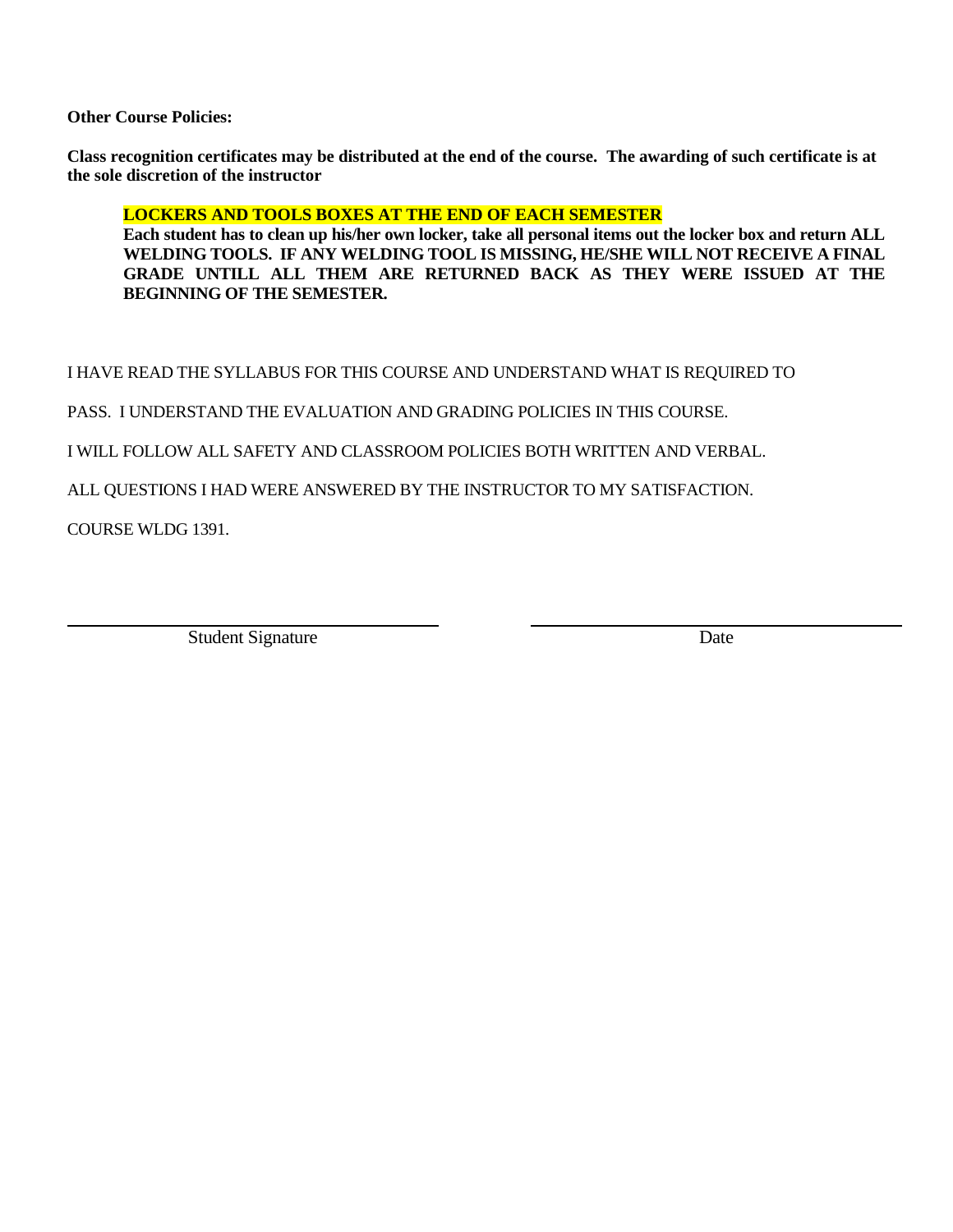**Other Course Policies:**

**Class recognition certificates may be distributed at the end of the course. The awarding of such certificate is at the sole discretion of the instructor**

**LOCKERS AND TOOLS BOXES AT THE END OF EACH SEMESTER**

**Each student has to clean up his/her own locker, take all personal items out the locker box and return ALL WELDING TOOLS. IF ANY WELDING TOOL IS MISSING, HE/SHE WILL NOT RECEIVE A FINAL GRADE UNTILL ALL THEM ARE RETURNED BACK AS THEY WERE ISSUED AT THE BEGINNING OF THE SEMESTER.**

I HAVE READ THE SYLLABUS FOR THIS COURSE AND UNDERSTAND WHAT IS REQUIRED TO PASS. I UNDERSTAND THE EVALUATION AND GRADING POLICIES IN THIS COURSE.

I WILL FOLLOW ALL SAFETY AND CLASSROOM POLICIES BOTH WRITTEN AND VERBAL.

ALL QUESTIONS I HAD WERE ANSWERED BY THE INSTRUCTOR TO MY SATISFACTION.

COURSE WLDG 1391.

\_\_\_\_\_\_\_\_\_\_\_\_\_\_\_\_\_\_\_\_\_\_\_\_\_\_\_\_\_\_ \_\_\_\_\_\_\_\_\_\_\_\_\_\_\_\_\_\_\_\_\_\_\_\_\_\_\_\_\_\_

Student Signature Date